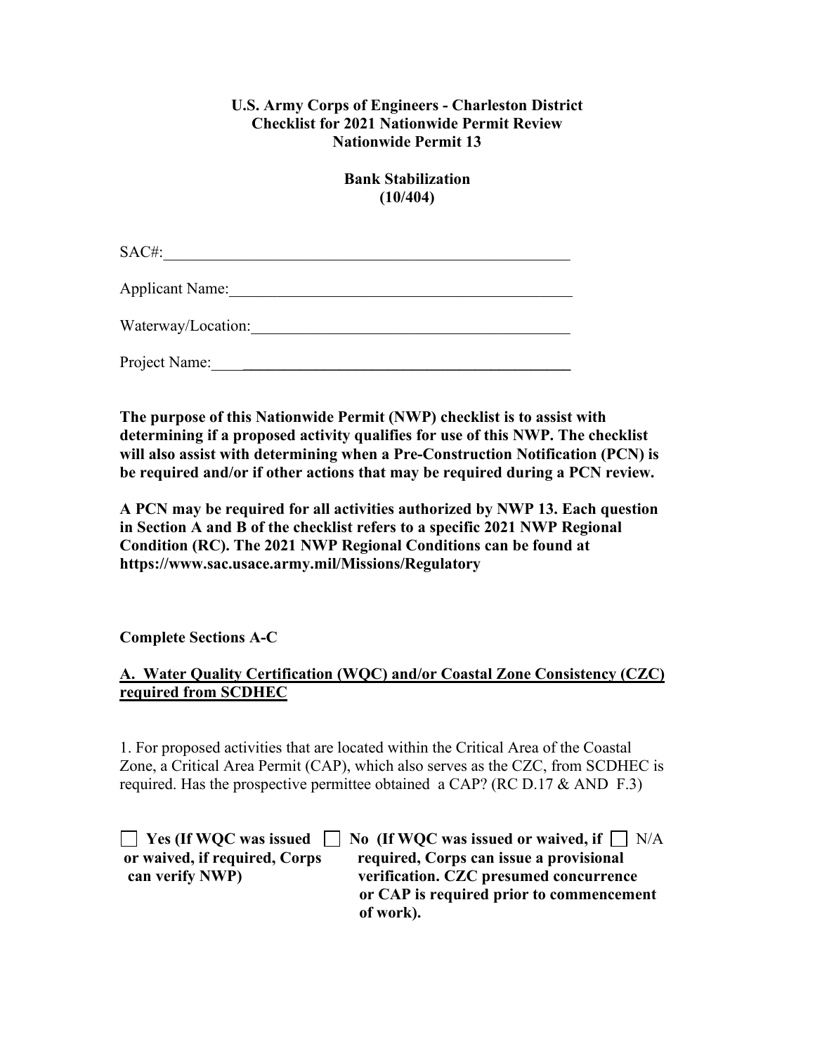**U.S. Army Corps of Engineers - Charleston District**
**Checklist for 2021 Nationwide Permit Review**
**Nationwide Permit 13**

**Bank Stabilization**
**(10/404)**

SAC#:\_\_\_\_\_\_\_\_\_\_\_\_\_\_\_\_\_\_\_\_\_\_\_\_\_\_\_\_\_\_\_\_\_\_\_\_\_\_\_\_\_\_\_\_\_\_\_\_\_\_\_\_

Applicant Name:\_\_\_\_\_\_\_\_\_\_\_\_\_\_\_\_\_\_\_\_\_\_\_\_\_\_\_\_\_\_\_\_\_\_\_\_\_\_\_\_\_\_\_\_

Waterway/Location:\_\_\_\_\_\_\_\_\_\_\_\_\_\_\_\_\_\_\_\_\_\_\_\_\_\_\_\_\_\_\_\_\_\_\_\_\_\_\_\_\_

Project Name:\_\_\_\_\_\_\_\_\_\_\_\_\_\_\_\_\_\_\_\_\_\_\_\_\_\_\_\_\_\_\_\_\_\_\_\_\_\_\_\_\_\_\_\_\_\_

**The purpose of this Nationwide Permit (NWP) checklist is to assist with determining if a proposed activity qualifies for use of this NWP. The checklist will also assist with determining when a Pre-Construction Notification (PCN) is be required and/or if other actions that may be required during a PCN review.**

**A PCN may be required for all activities authorized by NWP 13. Each question in Section A and B of the checklist refers to a specific 2021 NWP Regional Condition (RC). The 2021 NWP Regional Conditions can be found at https://www.sac.usace.army.mil/Missions/Regulatory**

**Complete Sections A-C**

**A. Water Quality Certification (WQC) and/or Coastal Zone Consistency (CZC) required from SCDHEC**

1. For proposed activities that are located within the Critical Area of the Coastal Zone, a Critical Area Permit (CAP), which also serves as the CZC, from SCDHEC is required. Has the prospective permittee obtained a CAP? (RC D.17 & AND F.3)

☐ **Yes (If WQC was issued or waived, if required, Corps can verify NWP)**

☐ **No (If WQC was issued or waived, if required, Corps can issue a provisional verification. CZC presumed concurrence or CAP is required prior to commencement of work).**

☐ N/A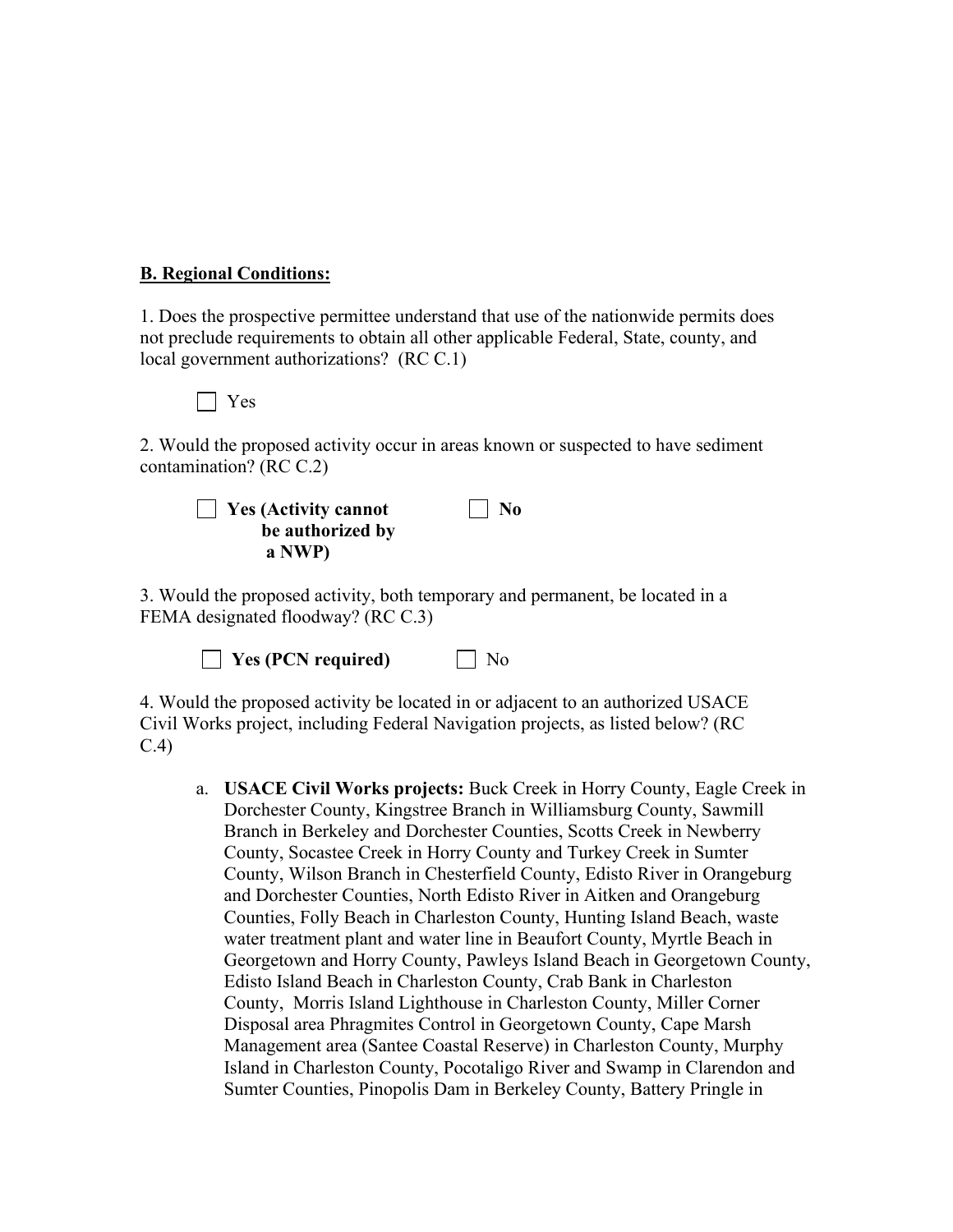**B. Regional Conditions:**

1. Does the prospective permittee understand that use of the nationwide permits does not preclude requirements to obtain all other applicable Federal, State, county, and local government authorizations? (RC C.1)

☐ Yes

2. Would the proposed activity occur in areas known or suspected to have sediment contamination? (RC C.2)

☐ **Yes (Activity cannot be authorized by a NWP)** ☐ **No**

3. Would the proposed activity, both temporary and permanent, be located in a FEMA designated floodway? (RC C.3)

☐ **Yes (PCN required)** ☐ No

4. Would the proposed activity be located in or adjacent to an authorized USACE Civil Works project, including Federal Navigation projects, as listed below? (RC C.4)

a. **USACE Civil Works projects:** Buck Creek in Horry County, Eagle Creek in Dorchester County, Kingstree Branch in Williamsburg County, Sawmill Branch in Berkeley and Dorchester Counties, Scotts Creek in Newberry County, Socastee Creek in Horry County and Turkey Creek in Sumter County, Wilson Branch in Chesterfield County, Edisto River in Orangeburg and Dorchester Counties, North Edisto River in Aitken and Orangeburg Counties, Folly Beach in Charleston County, Hunting Island Beach, waste water treatment plant and water line in Beaufort County, Myrtle Beach in Georgetown and Horry County, Pawleys Island Beach in Georgetown County, Edisto Island Beach in Charleston County, Crab Bank in Charleston County, Morris Island Lighthouse in Charleston County, Miller Corner Disposal area Phragmites Control in Georgetown County, Cape Marsh Management area (Santee Coastal Reserve) in Charleston County, Murphy Island in Charleston County, Pocotaligo River and Swamp in Clarendon and Sumter Counties, Pinopolis Dam in Berkeley County, Battery Pringle in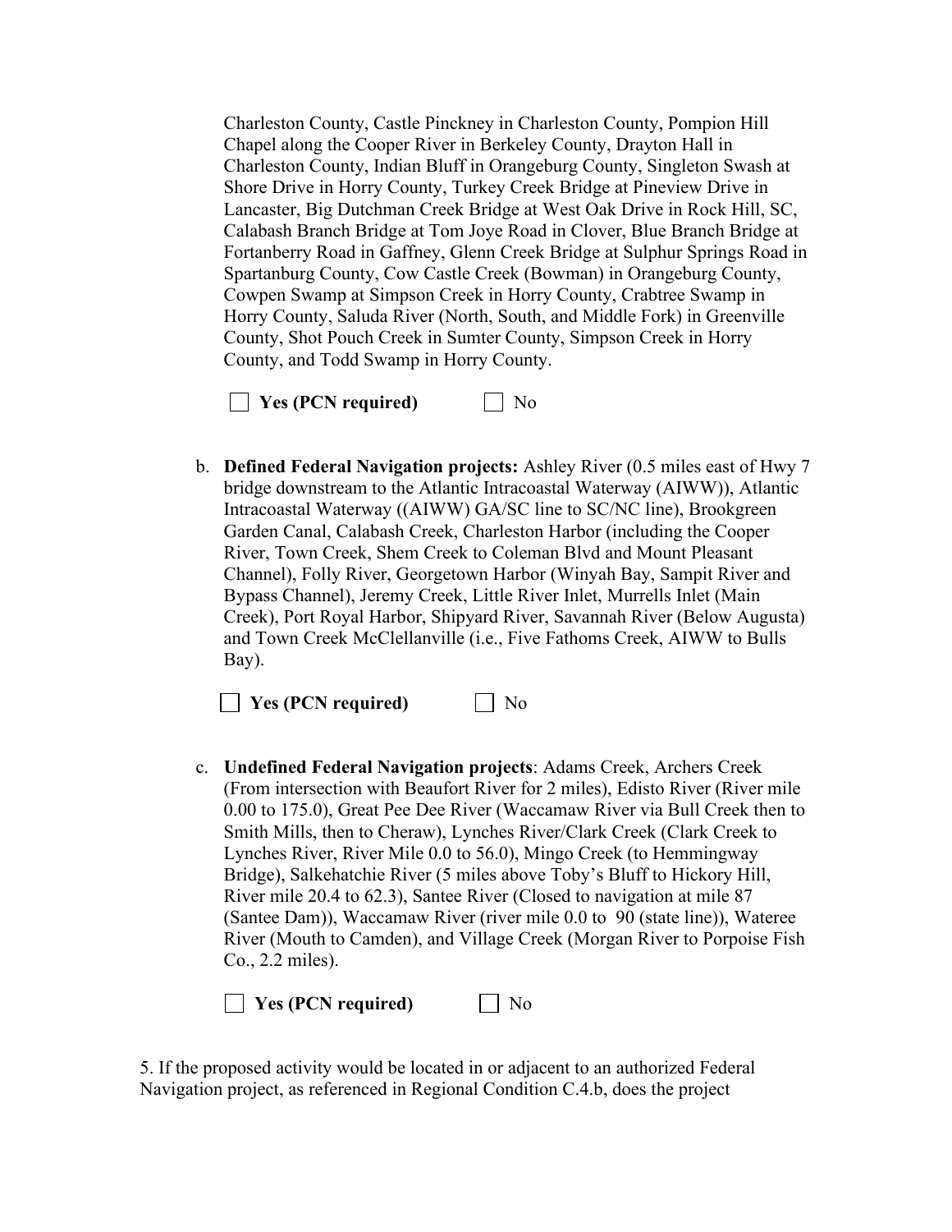Charleston County, Castle Pinckney in Charleston County, Pompion Hill Chapel along the Cooper River in Berkeley County, Drayton Hall in Charleston County, Indian Bluff in Orangeburg County, Singleton Swash at Shore Drive in Horry County, Turkey Creek Bridge at Pineview Drive in Lancaster, Big Dutchman Creek Bridge at West Oak Drive in Rock Hill, SC, Calabash Branch Bridge at Tom Joye Road in Clover, Blue Branch Bridge at Fortanberry Road in Gaffney, Glenn Creek Bridge at Sulphur Springs Road in Spartanburg County, Cow Castle Creek (Bowman) in Orangeburg County, Cowpen Swamp at Simpson Creek in Horry County, Crabtree Swamp in Horry County, Saluda River (North, South, and Middle Fork) in Greenville County, Shot Pouch Creek in Sumter County, Simpson Creek in Horry County, and Todd Swamp in Horry County.

☐ **Yes (PCN required)** ☐ No

b. **Defined Federal Navigation projects:** Ashley River (0.5 miles east of Hwy 7 bridge downstream to the Atlantic Intracoastal Waterway (AIWW)), Atlantic Intracoastal Waterway ((AIWW) GA/SC line to SC/NC line), Brookgreen Garden Canal, Calabash Creek, Charleston Harbor (including the Cooper River, Town Creek, Shem Creek to Coleman Blvd and Mount Pleasant Channel), Folly River, Georgetown Harbor (Winyah Bay, Sampit River and Bypass Channel), Jeremy Creek, Little River Inlet, Murrells Inlet (Main Creek), Port Royal Harbor, Shipyard River, Savannah River (Below Augusta) and Town Creek McClellanville (i.e., Five Fathoms Creek, AIWW to Bulls Bay).

☐ **Yes (PCN required)** ☐ No

c. **Undefined Federal Navigation projects**: Adams Creek, Archers Creek (From intersection with Beaufort River for 2 miles), Edisto River (River mile 0.00 to 175.0), Great Pee Dee River (Waccamaw River via Bull Creek then to Smith Mills, then to Cheraw), Lynches River/Clark Creek (Clark Creek to Lynches River, River Mile 0.0 to 56.0), Mingo Creek (to Hemmingway Bridge), Salkehatchie River (5 miles above Toby's Bluff to Hickory Hill, River mile 20.4 to 62.3), Santee River (Closed to navigation at mile 87 (Santee Dam)), Waccamaw River (river mile 0.0 to 90 (state line)), Wateree River (Mouth to Camden), and Village Creek (Morgan River to Porpoise Fish Co., 2.2 miles).

☐ **Yes (PCN required)** ☐ No

5. If the proposed activity would be located in or adjacent to an authorized Federal Navigation project, as referenced in Regional Condition C.4.b, does the project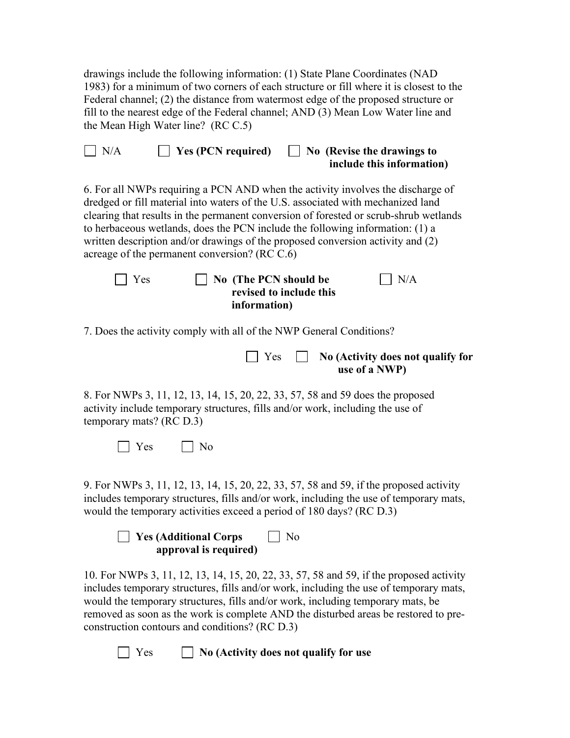drawings include the following information: (1) State Plane Coordinates (NAD 1983) for a minimum of two corners of each structure or fill where it is closest to the Federal channel; (2) the distance from watermost edge of the proposed structure or fill to the nearest edge of the Federal channel; AND (3) Mean Low Water line and the Mean High Water line? (RC C.5)

☐ N/A ☐ **Yes (PCN required)** ☐ **No (Revise the drawings to include this information)**

6. For all NWPs requiring a PCN AND when the activity involves the discharge of dredged or fill material into waters of the U.S. associated with mechanized land clearing that results in the permanent conversion of forested or scrub-shrub wetlands to herbaceous wetlands, does the PCN include the following information: (1) a written description and/or drawings of the proposed conversion activity and (2) acreage of the permanent conversion? (RC C.6)

☐ Yes ☐ **No (The PCN should be revised to include this information)** ☐ N/A

7. Does the activity comply with all of the NWP General Conditions?

☐ Yes ☐ **No (Activity does not qualify for use of a NWP)**

8. For NWPs 3, 11, 12, 13, 14, 15, 20, 22, 33, 57, 58 and 59 does the proposed activity include temporary structures, fills and/or work, including the use of temporary mats? (RC D.3)

☐ Yes ☐ No

9. For NWPs 3, 11, 12, 13, 14, 15, 20, 22, 33, 57, 58 and 59, if the proposed activity includes temporary structures, fills and/or work, including the use of temporary mats, would the temporary activities exceed a period of 180 days? (RC D.3)

☐ **Yes (Additional Corps approval is required)** ☐ No

10. For NWPs 3, 11, 12, 13, 14, 15, 20, 22, 33, 57, 58 and 59, if the proposed activity includes temporary structures, fills and/or work, including the use of temporary mats, would the temporary structures, fills and/or work, including temporary mats, be removed as soon as the work is complete AND the disturbed areas be restored to pre-construction contours and conditions? (RC D.3)

☐ Yes ☐ **No (Activity does not qualify for use**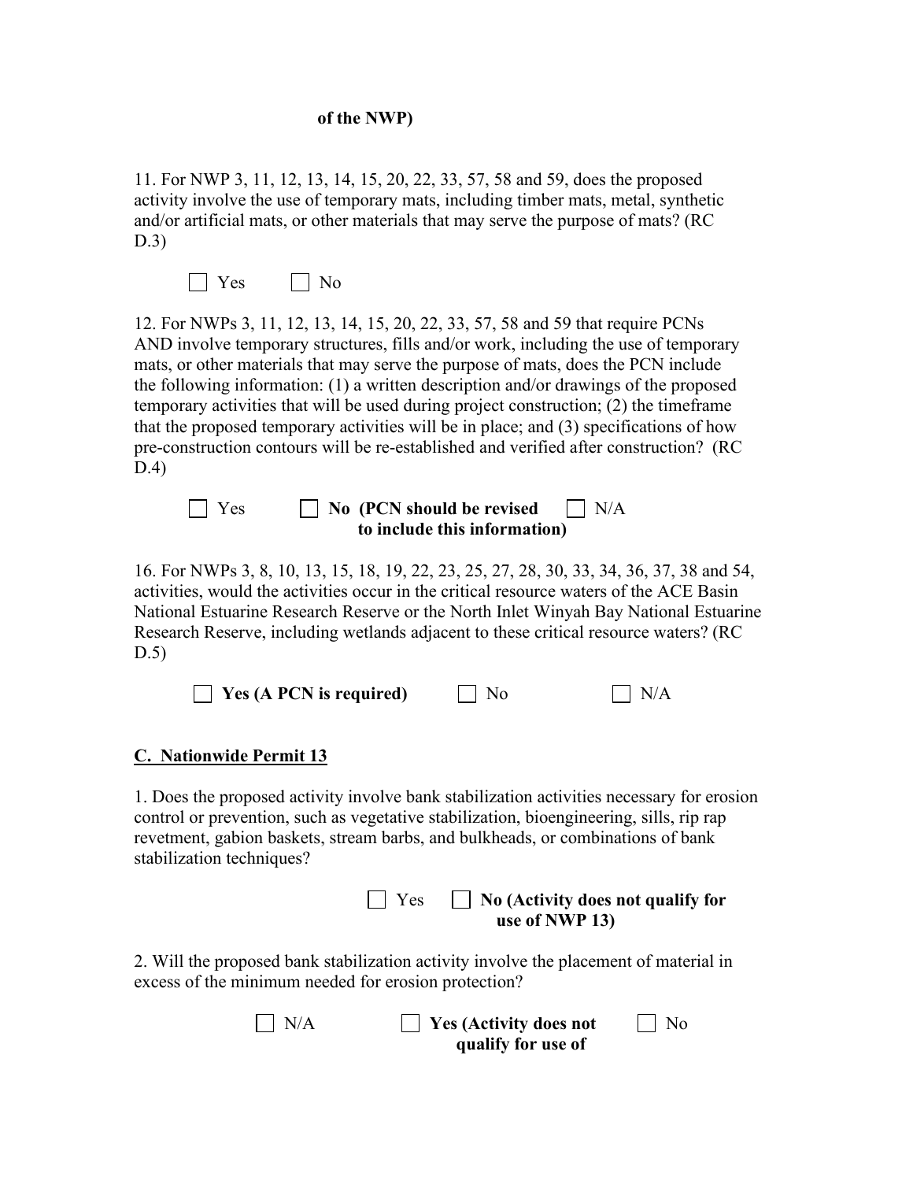**of the NWP)**

11. For NWP 3, 11, 12, 13, 14, 15, 20, 22, 33, 57, 58 and 59, does the proposed activity involve the use of temporary mats, including timber mats, metal, synthetic and/or artificial mats, or other materials that may serve the purpose of mats? (RC D.3)

☐ Yes ☐ No

12. For NWPs 3, 11, 12, 13, 14, 15, 20, 22, 33, 57, 58 and 59 that require PCNs AND involve temporary structures, fills and/or work, including the use of temporary mats, or other materials that may serve the purpose of mats, does the PCN include the following information: (1) a written description and/or drawings of the proposed temporary activities that will be used during project construction; (2) the timeframe that the proposed temporary activities will be in place; and (3) specifications of how pre-construction contours will be re-established and verified after construction? (RC D.4)

☐ Yes ☐ **No (PCN should be revised to include this information)** ☐ N/A

16. For NWPs 3, 8, 10, 13, 15, 18, 19, 22, 23, 25, 27, 28, 30, 33, 34, 36, 37, 38 and 54, activities, would the activities occur in the critical resource waters of the ACE Basin National Estuarine Research Reserve or the North Inlet Winyah Bay National Estuarine Research Reserve, including wetlands adjacent to these critical resource waters? (RC D.5)

☐ **Yes (A PCN is required)** ☐ No ☐ N/A

## C. Nationwide Permit 13

1. Does the proposed activity involve bank stabilization activities necessary for erosion control or prevention, such as vegetative stabilization, bioengineering, sills, rip rap revetment, gabion baskets, stream barbs, and bulkheads, or combinations of bank stabilization techniques?

☐ Yes ☐ **No (Activity does not qualify for use of NWP 13)**

2. Will the proposed bank stabilization activity involve the placement of material in excess of the minimum needed for erosion protection?

☐ N/A ☐ **Yes (Activity does not qualify for use of** ☐ No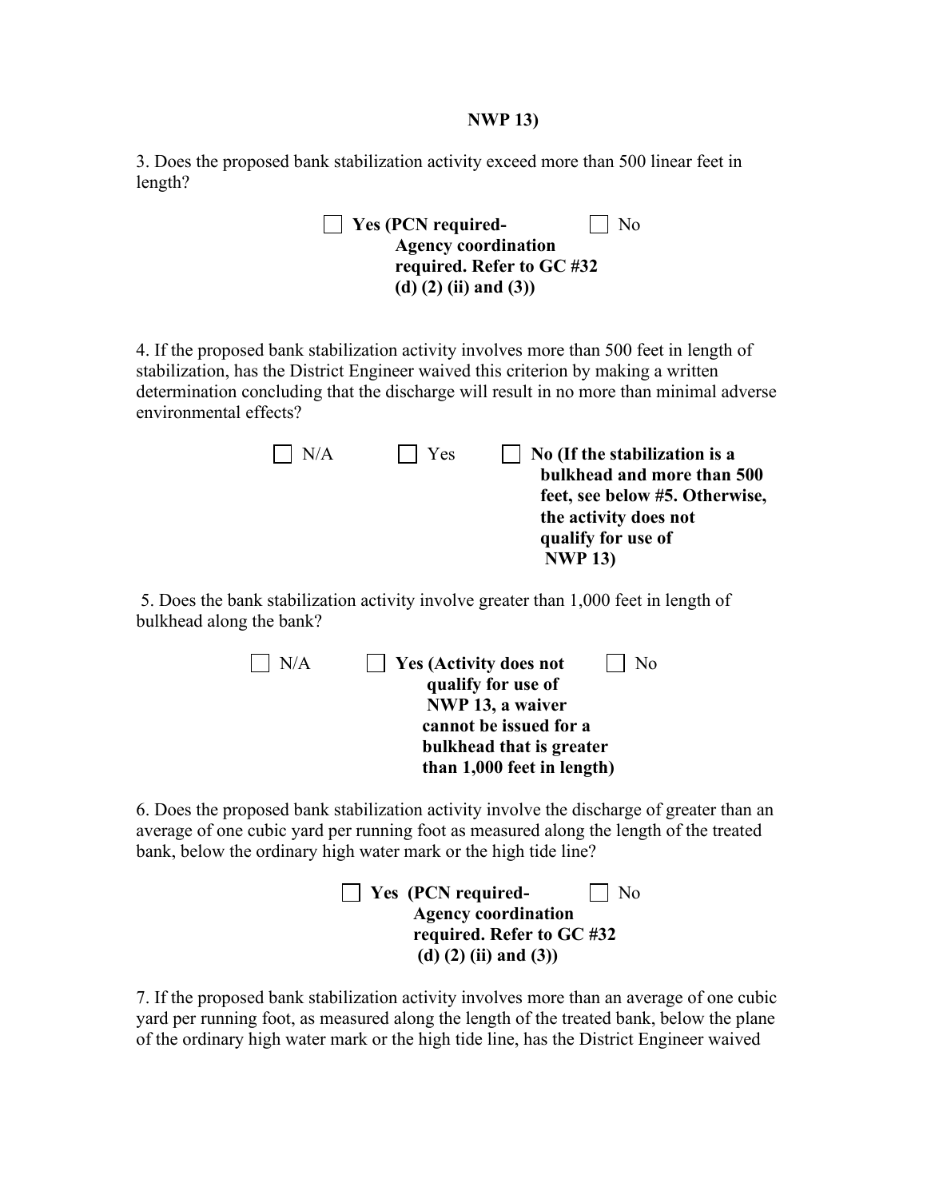**NWP 13)**

3. Does the proposed bank stabilization activity exceed more than 500 linear feet in length?

☐ **Yes (PCN required- Agency coordination required. Refer to GC #32 (d) (2) (ii) and (3))** ☐ No

4. If the proposed bank stabilization activity involves more than 500 feet in length of stabilization, has the District Engineer waived this criterion by making a written determination concluding that the discharge will result in no more than minimal adverse environmental effects?

☐ N/A ☐ Yes ☐ **No (If the stabilization is a bulkhead and more than 500 feet, see below #5. Otherwise, the activity does not qualify for use of NWP 13)**

5. Does the bank stabilization activity involve greater than 1,000 feet in length of bulkhead along the bank?

☐ N/A ☐ **Yes (Activity does not qualify for use of NWP 13, a waiver cannot be issued for a bulkhead that is greater than 1,000 feet in length)** ☐ No

6. Does the proposed bank stabilization activity involve the discharge of greater than an average of one cubic yard per running foot as measured along the length of the treated bank, below the ordinary high water mark or the high tide line?

☐ **Yes (PCN required- Agency coordination required. Refer to GC #32 (d) (2) (ii) and (3))** ☐ No

7. If the proposed bank stabilization activity involves more than an average of one cubic yard per running foot, as measured along the length of the treated bank, below the plane of the ordinary high water mark or the high tide line, has the District Engineer waived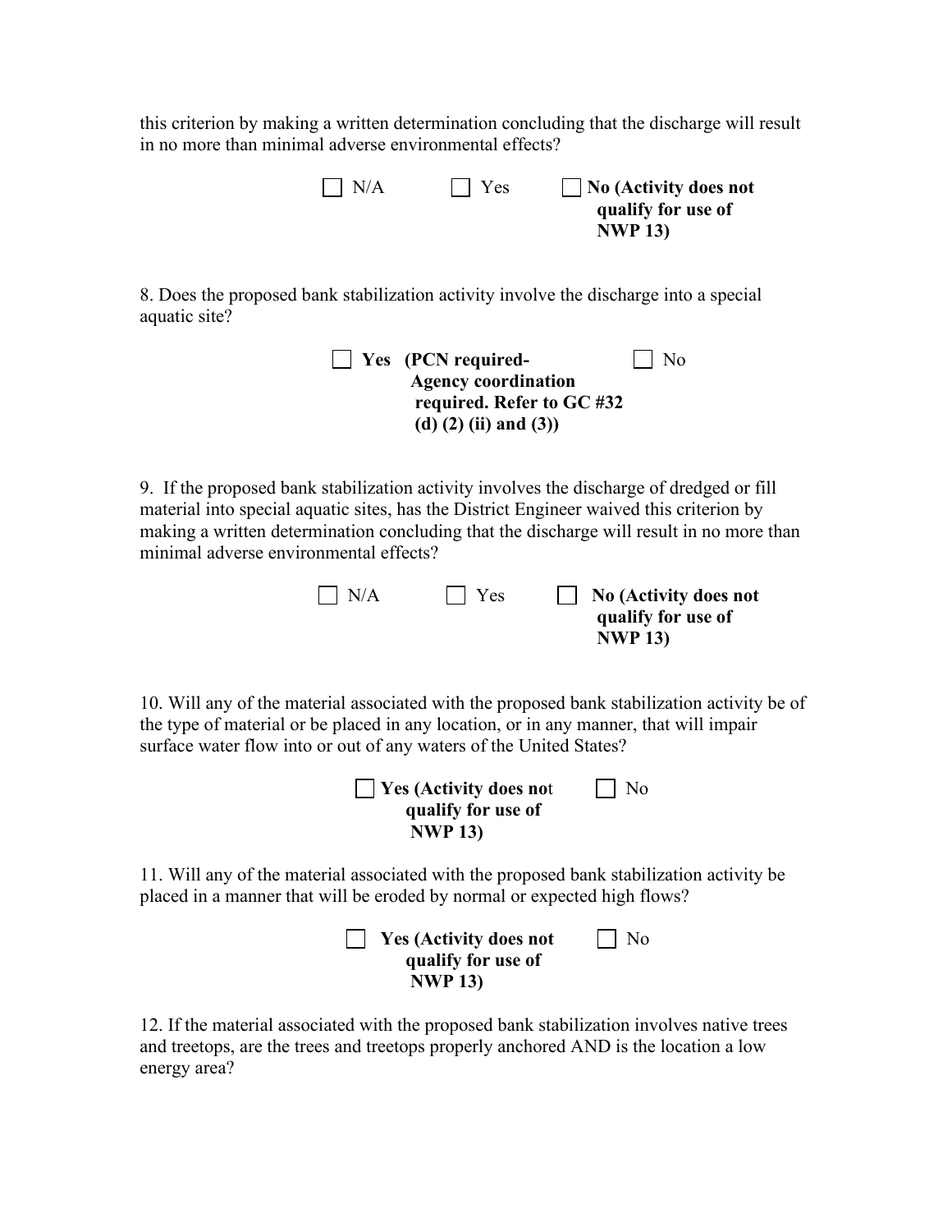this criterion by making a written determination concluding that the discharge will result in no more than minimal adverse environmental effects?

☐ N/A ☐ Yes ☐ **No (Activity does not qualify for use of NWP 13)**

8. Does the proposed bank stabilization activity involve the discharge into a special aquatic site?

☐ **Yes (PCN required- Agency coordination required. Refer to GC #32 (d) (2) (ii) and (3))** ☐ No

9. If the proposed bank stabilization activity involves the discharge of dredged or fill material into special aquatic sites, has the District Engineer waived this criterion by making a written determination concluding that the discharge will result in no more than minimal adverse environmental effects?

☐ N/A ☐ Yes ☐ **No (Activity does not qualify for use of NWP 13)**

10. Will any of the material associated with the proposed bank stabilization activity be of the type of material or be placed in any location, or in any manner, that will impair surface water flow into or out of any waters of the United States?

☐ **Yes (Activity does not qualify for use of NWP 13)** ☐ No

11. Will any of the material associated with the proposed bank stabilization activity be placed in a manner that will be eroded by normal or expected high flows?

☐ **Yes (Activity does not qualify for use of NWP 13)** ☐ No

12. If the material associated with the proposed bank stabilization involves native trees and treetops, are the trees and treetops properly anchored AND is the location a low energy area?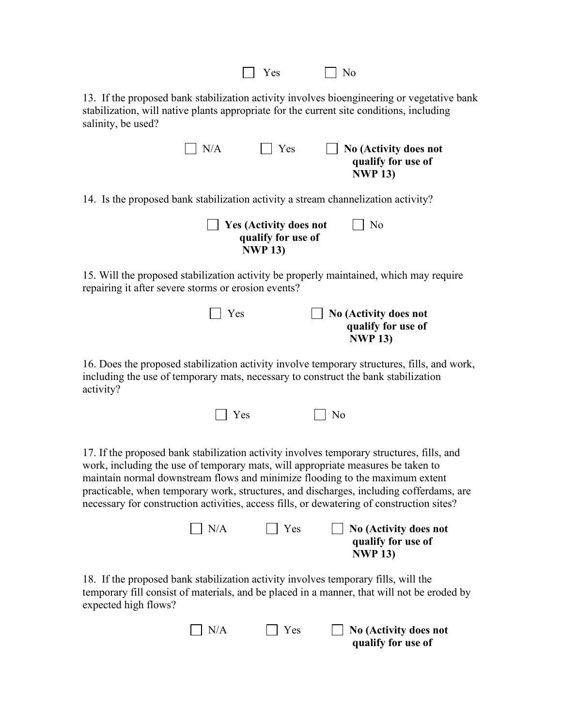☐ Yes ☐ No

13. If the proposed bank stabilization activity involves bioengineering or vegetative bank stabilization, will native plants appropriate for the current site conditions, including salinity, be used?

☐ N/A ☐ Yes ☐ **No (Activity does not qualify for use of NWP 13)**

14. Is the proposed bank stabilization activity a stream channelization activity?

☐ **Yes (Activity does not qualify for use of NWP 13)** ☐ No

15. Will the proposed stabilization activity be properly maintained, which may require repairing it after severe storms or erosion events?

☐ Yes ☐ **No (Activity does not qualify for use of NWP 13)**

16. Does the proposed stabilization activity involve temporary structures, fills, and work, including the use of temporary mats, necessary to construct the bank stabilization activity?

☐ Yes ☐ No

17. If the proposed bank stabilization activity involves temporary structures, fills, and work, including the use of temporary mats, will appropriate measures be taken to maintain normal downstream flows and minimize flooding to the maximum extent practicable, when temporary work, structures, and discharges, including cofferdams, are necessary for construction activities, access fills, or dewatering of construction sites?

☐ N/A ☐ Yes ☐ **No (Activity does not qualify for use of NWP 13)**

18. If the proposed bank stabilization activity involves temporary fills, will the temporary fill consist of materials, and be placed in a manner, that will not be eroded by expected high flows?

☐ N/A ☐ Yes ☐ **No (Activity does not qualify for use of**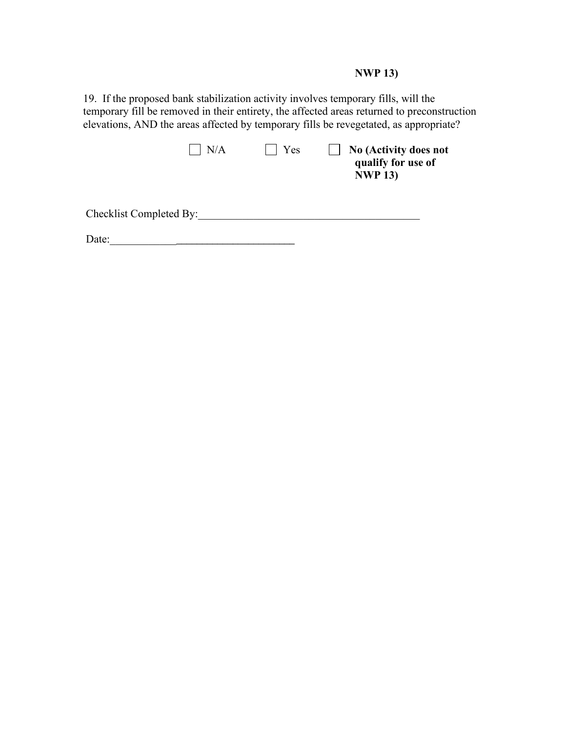**NWP 13)**

19. If the proposed bank stabilization activity involves temporary fills, will the temporary fill be removed in their entirety, the affected areas returned to preconstruction elevations, AND the areas affected by temporary fills be revegetated, as appropriate?

☐ N/A ☐ Yes ☐ **No (Activity does not qualify for use of NWP 13)**

Checklist Completed By:________________________________________

Date:__________________________________